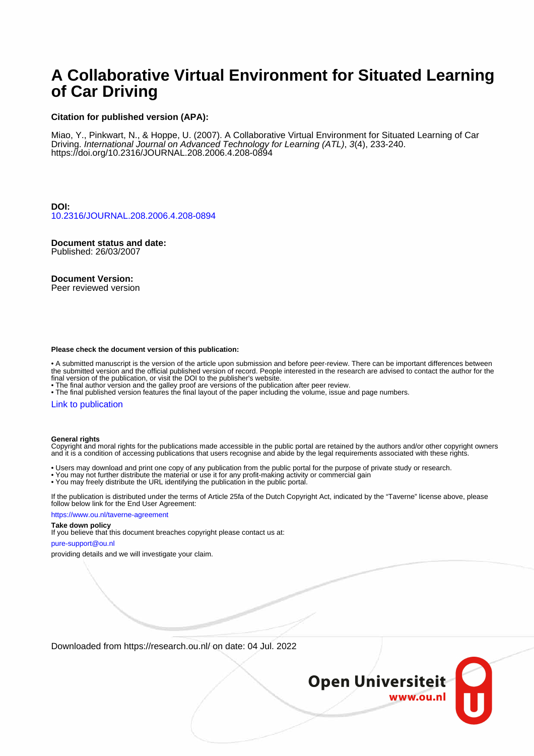# A Collaborative Virtual Environment for Situated Learning of Car Driving

**Citation for published version (APA):**

Miao, Y., Pinkwart, N., & Hoppe, U. (2007). A Collaborative Virtual Environment for Situated Learning of Car Driving. *International Journal on Advanced Technology for Learning (ATL)*, *3*(4), 233-240. https://doi.org/10.2316/JOURNAL.208.2006.4.208-0894

**DOI:**
10.2316/JOURNAL.208.2006.4.208-0894

**Document status and date:**
Published: 26/03/2007

**Document Version:**
Peer reviewed version

**Please check the document version of this publication:**

- A submitted manuscript is the version of the article upon submission and before peer-review. There can be important differences between the submitted version and the official published version of record. People interested in the research are advised to contact the author for the final version of the publication, or visit the DOI to the publisher's website.
- The final author version and the galley proof are versions of the publication after peer review.
- The final published version features the final layout of the paper including the volume, issue and page numbers.

Link to publication

**General rights**
Copyright and moral rights for the publications made accessible in the public portal are retained by the authors and/or other copyright owners and it is a condition of accessing publications that users recognise and abide by the legal requirements associated with these rights.

- Users may download and print one copy of any publication from the public portal for the purpose of private study or research.
- You may not further distribute the material or use it for any profit-making activity or commercial gain
- You may freely distribute the URL identifying the publication in the public portal.

If the publication is distributed under the terms of Article 25fa of the Dutch Copyright Act, indicated by the "Taverne" license above, please follow below link for the End User Agreement:

https://www.ou.nl/taverne-agreement

**Take down policy**
If you believe that this document breaches copyright please contact us at:

pure-support@ou.nl

providing details and we will investigate your claim.

Downloaded from https://research.ou.nl/ on date: 04 Jul. 2022

Open Universiteit
www.ou.nl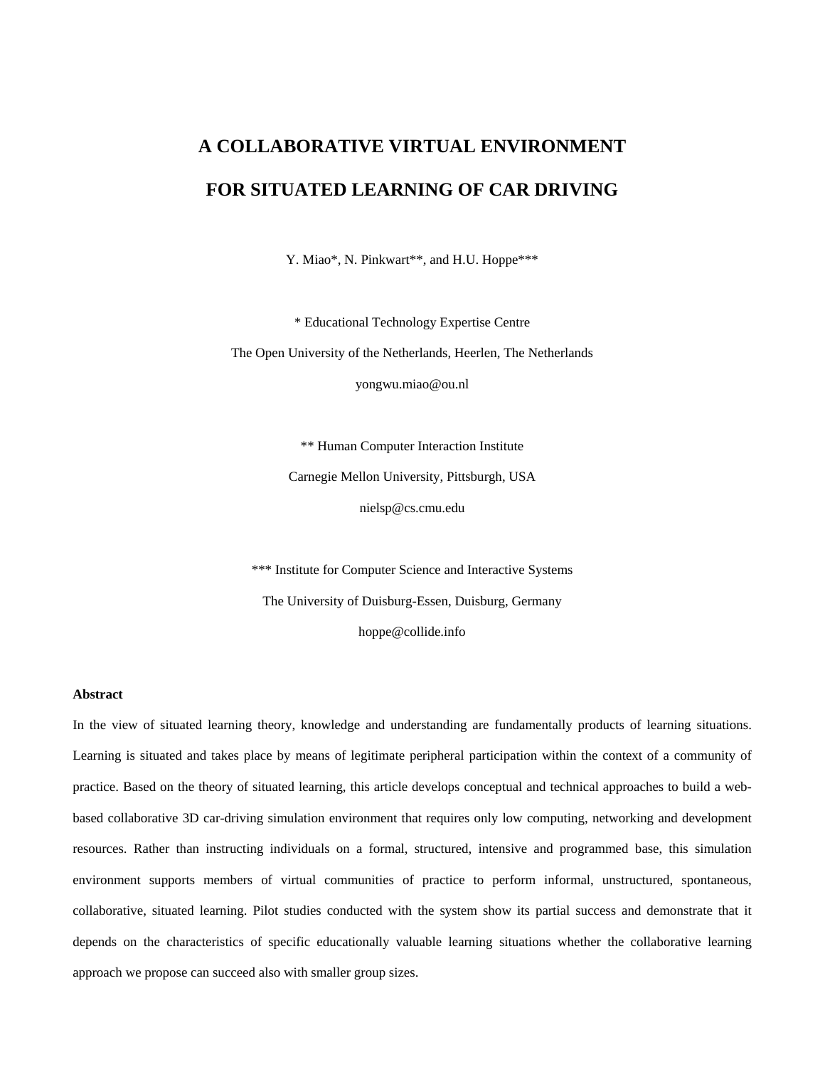# A COLLABORATIVE VIRTUAL ENVIRONMENT FOR SITUATED LEARNING OF CAR DRIVING

Y. Miao*, N. Pinkwart**, and H.U. Hoppe***

\* Educational Technology Expertise Centre

The Open University of the Netherlands, Heerlen, The Netherlands

yongwu.miao@ou.nl

** Human Computer Interaction Institute

Carnegie Mellon University, Pittsburgh, USA

nielsp@cs.cmu.edu

*** Institute for Computer Science and Interactive Systems

The University of Duisburg-Essen, Duisburg, Germany

hoppe@collide.info

### Abstract

In the view of situated learning theory, knowledge and understanding are fundamentally products of learning situations. Learning is situated and takes place by means of legitimate peripheral participation within the context of a community of practice. Based on the theory of situated learning, this article develops conceptual and technical approaches to build a web-based collaborative 3D car-driving simulation environment that requires only low computing, networking and development resources. Rather than instructing individuals on a formal, structured, intensive and programmed base, this simulation environment supports members of virtual communities of practice to perform informal, unstructured, spontaneous, collaborative, situated learning. Pilot studies conducted with the system show its partial success and demonstrate that it depends on the characteristics of specific educationally valuable learning situations whether the collaborative learning approach we propose can succeed also with smaller group sizes.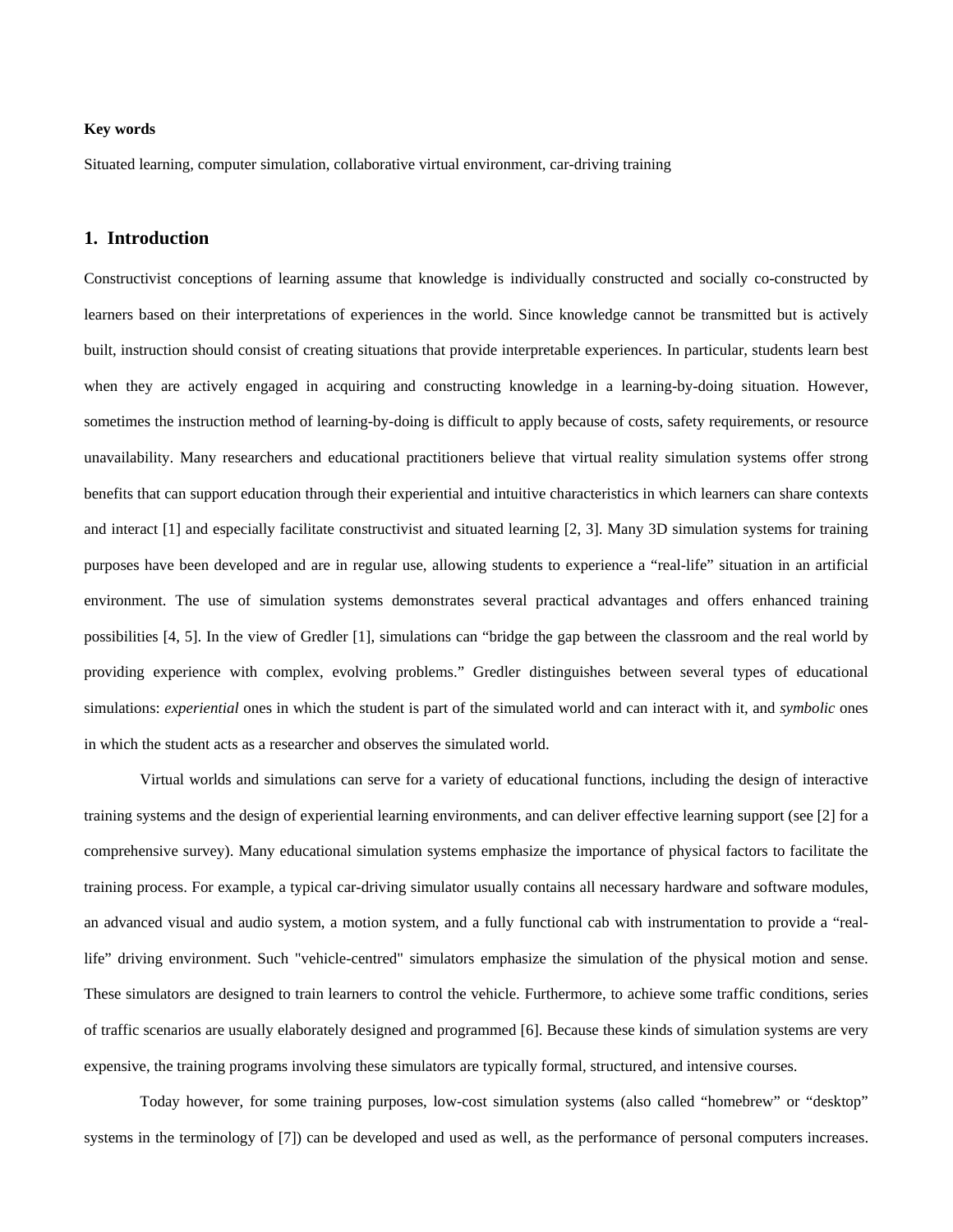**Key words**

Situated learning, computer simulation, collaborative virtual environment, car-driving training

## 1. Introduction

Constructivist conceptions of learning assume that knowledge is individually constructed and socially co-constructed by learners based on their interpretations of experiences in the world. Since knowledge cannot be transmitted but is actively built, instruction should consist of creating situations that provide interpretable experiences. In particular, students learn best when they are actively engaged in acquiring and constructing knowledge in a learning-by-doing situation. However, sometimes the instruction method of learning-by-doing is difficult to apply because of costs, safety requirements, or resource unavailability. Many researchers and educational practitioners believe that virtual reality simulation systems offer strong benefits that can support education through their experiential and intuitive characteristics in which learners can share contexts and interact [1] and especially facilitate constructivist and situated learning [2, 3]. Many 3D simulation systems for training purposes have been developed and are in regular use, allowing students to experience a "real-life" situation in an artificial environment. The use of simulation systems demonstrates several practical advantages and offers enhanced training possibilities [4, 5]. In the view of Gredler [1], simulations can "bridge the gap between the classroom and the real world by providing experience with complex, evolving problems." Gredler distinguishes between several types of educational simulations: *experiential* ones in which the student is part of the simulated world and can interact with it, and *symbolic* ones in which the student acts as a researcher and observes the simulated world.

Virtual worlds and simulations can serve for a variety of educational functions, including the design of interactive training systems and the design of experiential learning environments, and can deliver effective learning support (see [2] for a comprehensive survey). Many educational simulation systems emphasize the importance of physical factors to facilitate the training process. For example, a typical car-driving simulator usually contains all necessary hardware and software modules, an advanced visual and audio system, a motion system, and a fully functional cab with instrumentation to provide a "real-life" driving environment. Such "vehicle-centred" simulators emphasize the simulation of the physical motion and sense. These simulators are designed to train learners to control the vehicle. Furthermore, to achieve some traffic conditions, series of traffic scenarios are usually elaborately designed and programmed [6]. Because these kinds of simulation systems are very expensive, the training programs involving these simulators are typically formal, structured, and intensive courses.

Today however, for some training purposes, low-cost simulation systems (also called "homebrew" or "desktop" systems in the terminology of [7]) can be developed and used as well, as the performance of personal computers increases.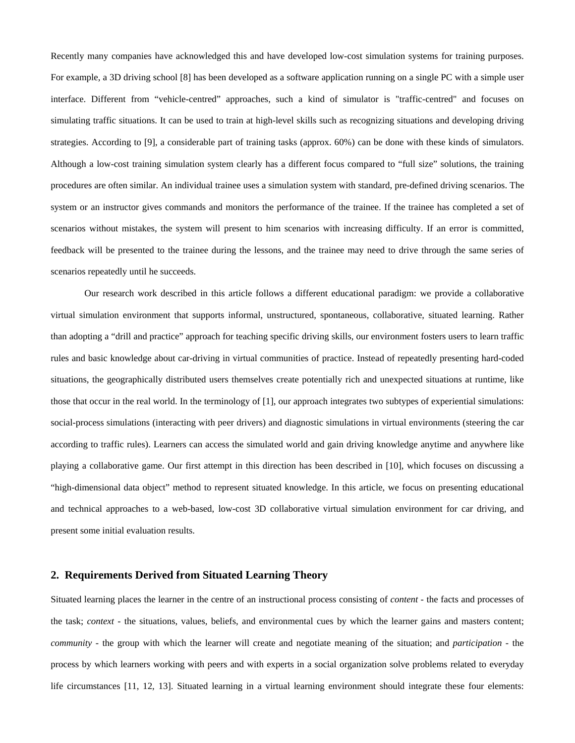Recently many companies have acknowledged this and have developed low-cost simulation systems for training purposes. For example, a 3D driving school [8] has been developed as a software application running on a single PC with a simple user interface. Different from "vehicle-centred" approaches, such a kind of simulator is "traffic-centred" and focuses on simulating traffic situations. It can be used to train at high-level skills such as recognizing situations and developing driving strategies. According to [9], a considerable part of training tasks (approx. 60%) can be done with these kinds of simulators. Although a low-cost training simulation system clearly has a different focus compared to "full size" solutions, the training procedures are often similar. An individual trainee uses a simulation system with standard, pre-defined driving scenarios. The system or an instructor gives commands and monitors the performance of the trainee. If the trainee has completed a set of scenarios without mistakes, the system will present to him scenarios with increasing difficulty. If an error is committed, feedback will be presented to the trainee during the lessons, and the trainee may need to drive through the same series of scenarios repeatedly until he succeeds.

Our research work described in this article follows a different educational paradigm: we provide a collaborative virtual simulation environment that supports informal, unstructured, spontaneous, collaborative, situated learning. Rather than adopting a "drill and practice" approach for teaching specific driving skills, our environment fosters users to learn traffic rules and basic knowledge about car-driving in virtual communities of practice. Instead of repeatedly presenting hard-coded situations, the geographically distributed users themselves create potentially rich and unexpected situations at runtime, like those that occur in the real world. In the terminology of [1], our approach integrates two subtypes of experiential simulations: social-process simulations (interacting with peer drivers) and diagnostic simulations in virtual environments (steering the car according to traffic rules). Learners can access the simulated world and gain driving knowledge anytime and anywhere like playing a collaborative game. Our first attempt in this direction has been described in [10], which focuses on discussing a "high-dimensional data object" method to represent situated knowledge. In this article, we focus on presenting educational and technical approaches to a web-based, low-cost 3D collaborative virtual simulation environment for car driving, and present some initial evaluation results.

## 2. Requirements Derived from Situated Learning Theory

Situated learning places the learner in the centre of an instructional process consisting of *content* - the facts and processes of the task; *context* - the situations, values, beliefs, and environmental cues by which the learner gains and masters content; *community* - the group with which the learner will create and negotiate meaning of the situation; and *participation* - the process by which learners working with peers and with experts in a social organization solve problems related to everyday life circumstances [11, 12, 13]. Situated learning in a virtual learning environment should integrate these four elements: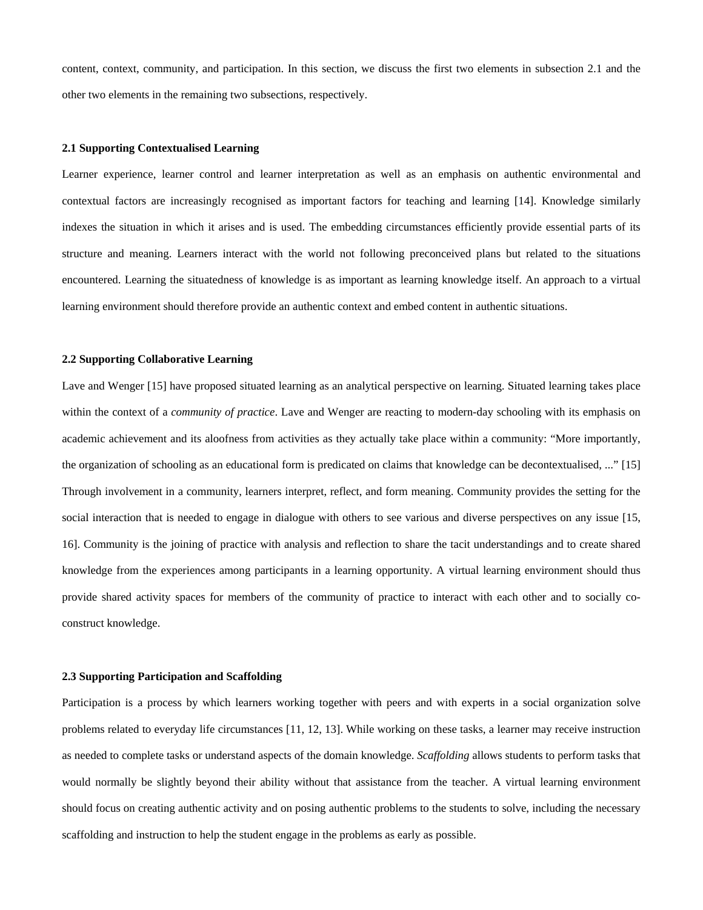content, context, community, and participation. In this section, we discuss the first two elements in subsection 2.1 and the other two elements in the remaining two subsections, respectively.

### 2.1 Supporting Contextualised Learning

Learner experience, learner control and learner interpretation as well as an emphasis on authentic environmental and contextual factors are increasingly recognised as important factors for teaching and learning [14]. Knowledge similarly indexes the situation in which it arises and is used. The embedding circumstances efficiently provide essential parts of its structure and meaning. Learners interact with the world not following preconceived plans but related to the situations encountered. Learning the situatedness of knowledge is as important as learning knowledge itself. An approach to a virtual learning environment should therefore provide an authentic context and embed content in authentic situations.

### 2.2 Supporting Collaborative Learning

Lave and Wenger [15] have proposed situated learning as an analytical perspective on learning. Situated learning takes place within the context of a *community of practice*. Lave and Wenger are reacting to modern-day schooling with its emphasis on academic achievement and its aloofness from activities as they actually take place within a community: "More importantly, the organization of schooling as an educational form is predicated on claims that knowledge can be decontextualised, ..." [15] Through involvement in a community, learners interpret, reflect, and form meaning. Community provides the setting for the social interaction that is needed to engage in dialogue with others to see various and diverse perspectives on any issue [15, 16]. Community is the joining of practice with analysis and reflection to share the tacit understandings and to create shared knowledge from the experiences among participants in a learning opportunity. A virtual learning environment should thus provide shared activity spaces for members of the community of practice to interact with each other and to socially co-construct knowledge.

### 2.3 Supporting Participation and Scaffolding

Participation is a process by which learners working together with peers and with experts in a social organization solve problems related to everyday life circumstances [11, 12, 13]. While working on these tasks, a learner may receive instruction as needed to complete tasks or understand aspects of the domain knowledge. *Scaffolding* allows students to perform tasks that would normally be slightly beyond their ability without that assistance from the teacher. A virtual learning environment should focus on creating authentic activity and on posing authentic problems to the students to solve, including the necessary scaffolding and instruction to help the student engage in the problems as early as possible.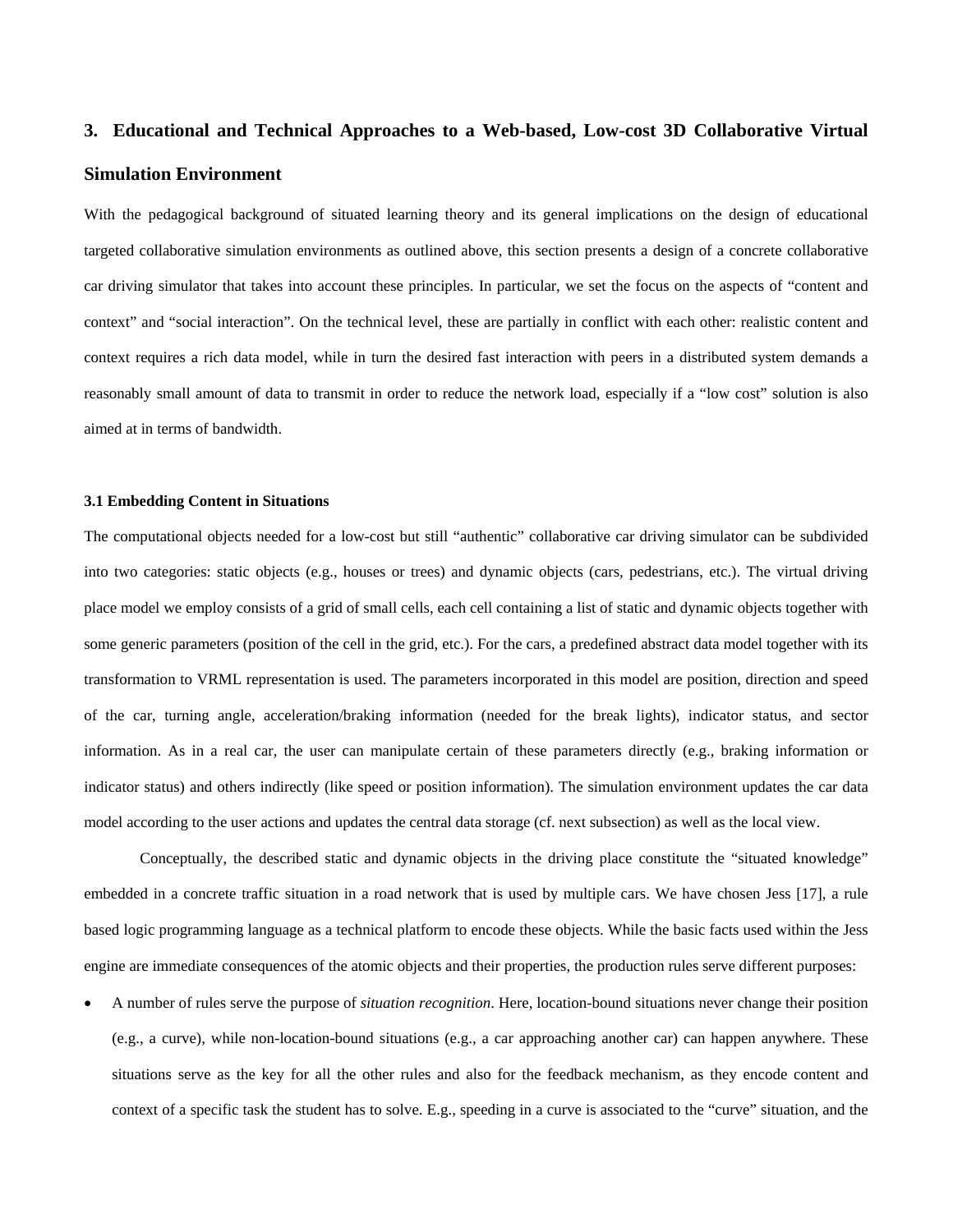## 3. Educational and Technical Approaches to a Web-based, Low-cost 3D Collaborative Virtual Simulation Environment

With the pedagogical background of situated learning theory and its general implications on the design of educational targeted collaborative simulation environments as outlined above, this section presents a design of a concrete collaborative car driving simulator that takes into account these principles. In particular, we set the focus on the aspects of "content and context" and "social interaction". On the technical level, these are partially in conflict with each other: realistic content and context requires a rich data model, while in turn the desired fast interaction with peers in a distributed system demands a reasonably small amount of data to transmit in order to reduce the network load, especially if a "low cost" solution is also aimed at in terms of bandwidth.

### 3.1 Embedding Content in Situations

The computational objects needed for a low-cost but still "authentic" collaborative car driving simulator can be subdivided into two categories: static objects (e.g., houses or trees) and dynamic objects (cars, pedestrians, etc.). The virtual driving place model we employ consists of a grid of small cells, each cell containing a list of static and dynamic objects together with some generic parameters (position of the cell in the grid, etc.). For the cars, a predefined abstract data model together with its transformation to VRML representation is used. The parameters incorporated in this model are position, direction and speed of the car, turning angle, acceleration/braking information (needed for the break lights), indicator status, and sector information. As in a real car, the user can manipulate certain of these parameters directly (e.g., braking information or indicator status) and others indirectly (like speed or position information). The simulation environment updates the car data model according to the user actions and updates the central data storage (cf. next subsection) as well as the local view.

Conceptually, the described static and dynamic objects in the driving place constitute the "situated knowledge" embedded in a concrete traffic situation in a road network that is used by multiple cars. We have chosen Jess [17], a rule based logic programming language as a technical platform to encode these objects. While the basic facts used within the Jess engine are immediate consequences of the atomic objects and their properties, the production rules serve different purposes:

- A number of rules serve the purpose of *situation recognition*. Here, location-bound situations never change their position (e.g., a curve), while non-location-bound situations (e.g., a car approaching another car) can happen anywhere. These situations serve as the key for all the other rules and also for the feedback mechanism, as they encode content and context of a specific task the student has to solve. E.g., speeding in a curve is associated to the "curve" situation, and the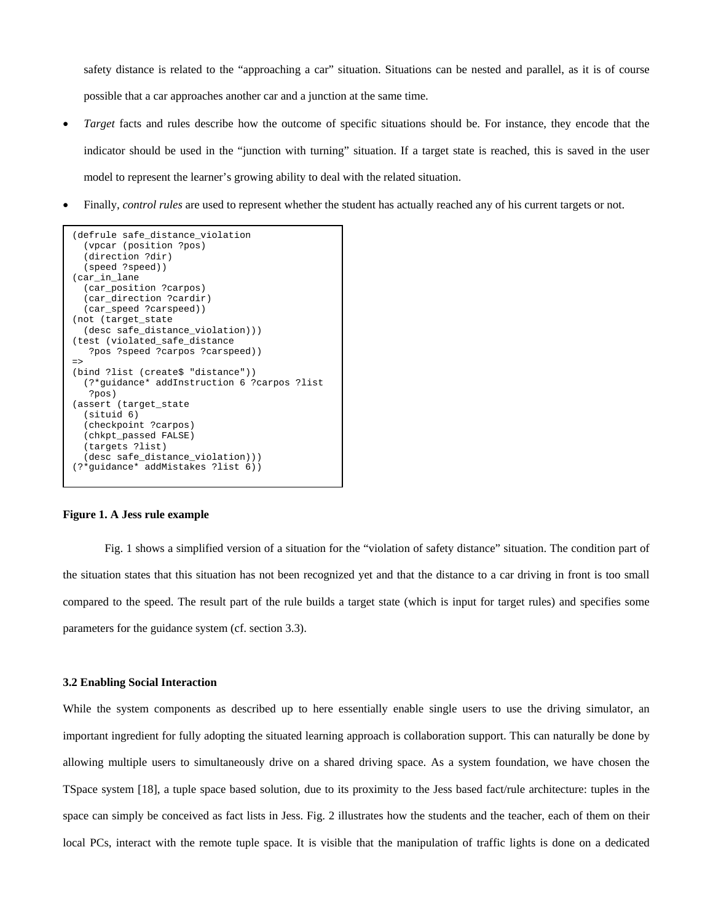safety distance is related to the "approaching a car" situation. Situations can be nested and parallel, as it is of course possible that a car approaches another car and a junction at the same time.

- *Target* facts and rules describe how the outcome of specific situations should be. For instance, they encode that the indicator should be used in the "junction with turning" situation. If a target state is reached, this is saved in the user model to represent the learner's growing ability to deal with the related situation.
- Finally, *control rules* are used to represent whether the student has actually reached any of his current targets or not.

```
(defrule safe_distance_violation
  (vpcar (position ?pos)
  (direction ?dir)
  (speed ?speed))
(car_in_lane
  (car_position ?carpos)
  (car_direction ?cardir)
  (car_speed ?carspeed))
(not (target_state
  (desc safe_distance_violation)))
(test (violated_safe_distance
   ?pos ?speed ?carpos ?carspeed))
=>
(bind ?list (create$ "distance"))
  (?*guidance* addInstruction 6 ?carpos ?list
   ?pos)
(assert (target_state
  (situid 6)
  (checkpoint ?carpos)
  (chkpt_passed FALSE)
  (targets ?list)
  (desc safe_distance_violation)))
(?*guidance* addMistakes ?list 6))
```

**Figure 1. A Jess rule example**

Fig. 1 shows a simplified version of a situation for the "violation of safety distance" situation. The condition part of the situation states that this situation has not been recognized yet and that the distance to a car driving in front is too small compared to the speed. The result part of the rule builds a target state (which is input for target rules) and specifies some parameters for the guidance system (cf. section 3.3).

### 3.2 Enabling Social Interaction

While the system components as described up to here essentially enable single users to use the driving simulator, an important ingredient for fully adopting the situated learning approach is collaboration support. This can naturally be done by allowing multiple users to simultaneously drive on a shared driving space. As a system foundation, we have chosen the TSpace system [18], a tuple space based solution, due to its proximity to the Jess based fact/rule architecture: tuples in the space can simply be conceived as fact lists in Jess. Fig. 2 illustrates how the students and the teacher, each of them on their local PCs, interact with the remote tuple space. It is visible that the manipulation of traffic lights is done on a dedicated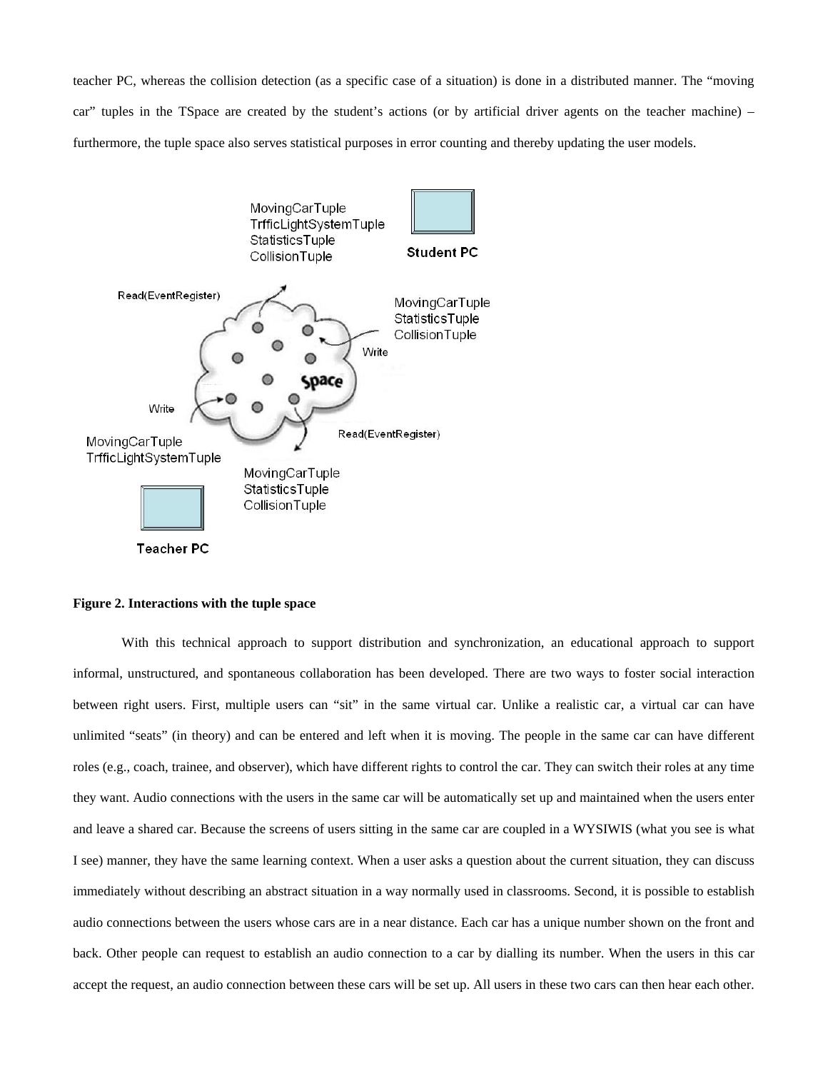teacher PC, whereas the collision detection (as a specific case of a situation) is done in a distributed manner. The "moving car" tuples in the TSpace are created by the student's actions (or by artificial driver agents on the teacher machine) – furthermore, the tuple space also serves statistical purposes in error counting and thereby updating the user models.

**Figure 2. Interactions with the tuple space**

With this technical approach to support distribution and synchronization, an educational approach to support informal, unstructured, and spontaneous collaboration has been developed. There are two ways to foster social interaction between right users. First, multiple users can "sit" in the same virtual car. Unlike a realistic car, a virtual car can have unlimited "seats" (in theory) and can be entered and left when it is moving. The people in the same car can have different roles (e.g., coach, trainee, and observer), which have different rights to control the car. They can switch their roles at any time they want. Audio connections with the users in the same car will be automatically set up and maintained when the users enter and leave a shared car. Because the screens of users sitting in the same car are coupled in a WYSIWIS (what you see is what I see) manner, they have the same learning context. When a user asks a question about the current situation, they can discuss immediately without describing an abstract situation in a way normally used in classrooms. Second, it is possible to establish audio connections between the users whose cars are in a near distance. Each car has a unique number shown on the front and back. Other people can request to establish an audio connection to a car by dialling its number. When the users in this car accept the request, an audio connection between these cars will be set up. All users in these two cars can then hear each other.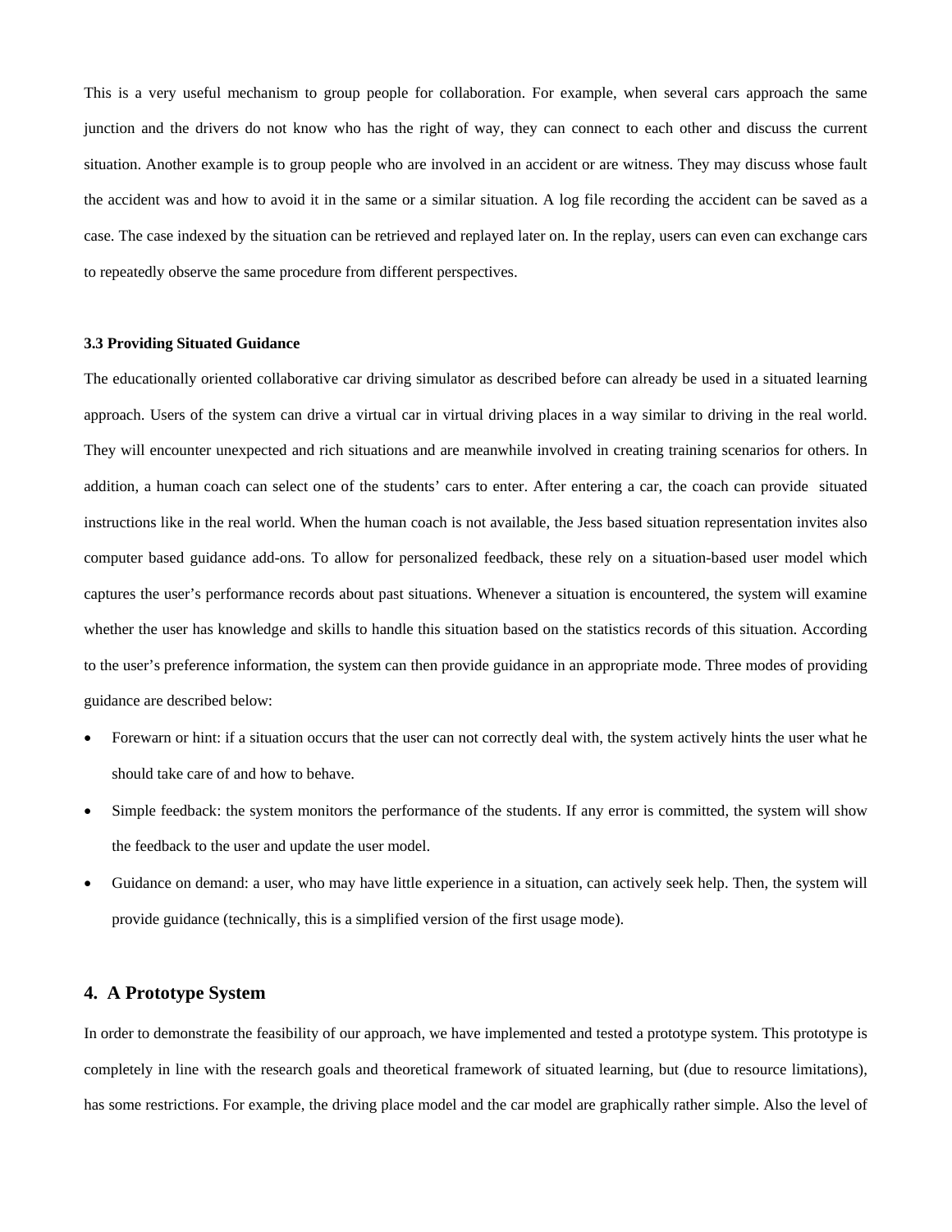This is a very useful mechanism to group people for collaboration. For example, when several cars approach the same junction and the drivers do not know who has the right of way, they can connect to each other and discuss the current situation. Another example is to group people who are involved in an accident or are witness. They may discuss whose fault the accident was and how to avoid it in the same or a similar situation. A log file recording the accident can be saved as a case. The case indexed by the situation can be retrieved and replayed later on. In the replay, users can even can exchange cars to repeatedly observe the same procedure from different perspectives.

### 3.3 Providing Situated Guidance

The educationally oriented collaborative car driving simulator as described before can already be used in a situated learning approach. Users of the system can drive a virtual car in virtual driving places in a way similar to driving in the real world. They will encounter unexpected and rich situations and are meanwhile involved in creating training scenarios for others. In addition, a human coach can select one of the students' cars to enter. After entering a car, the coach can provide situated instructions like in the real world. When the human coach is not available, the Jess based situation representation invites also computer based guidance add-ons. To allow for personalized feedback, these rely on a situation-based user model which captures the user's performance records about past situations. Whenever a situation is encountered, the system will examine whether the user has knowledge and skills to handle this situation based on the statistics records of this situation. According to the user's preference information, the system can then provide guidance in an appropriate mode. Three modes of providing guidance are described below:

- Forewarn or hint: if a situation occurs that the user can not correctly deal with, the system actively hints the user what he should take care of and how to behave.
- Simple feedback: the system monitors the performance of the students. If any error is committed, the system will show the feedback to the user and update the user model.
- Guidance on demand: a user, who may have little experience in a situation, can actively seek help. Then, the system will provide guidance (technically, this is a simplified version of the first usage mode).

## 4. A Prototype System

In order to demonstrate the feasibility of our approach, we have implemented and tested a prototype system. This prototype is completely in line with the research goals and theoretical framework of situated learning, but (due to resource limitations), has some restrictions. For example, the driving place model and the car model are graphically rather simple. Also the level of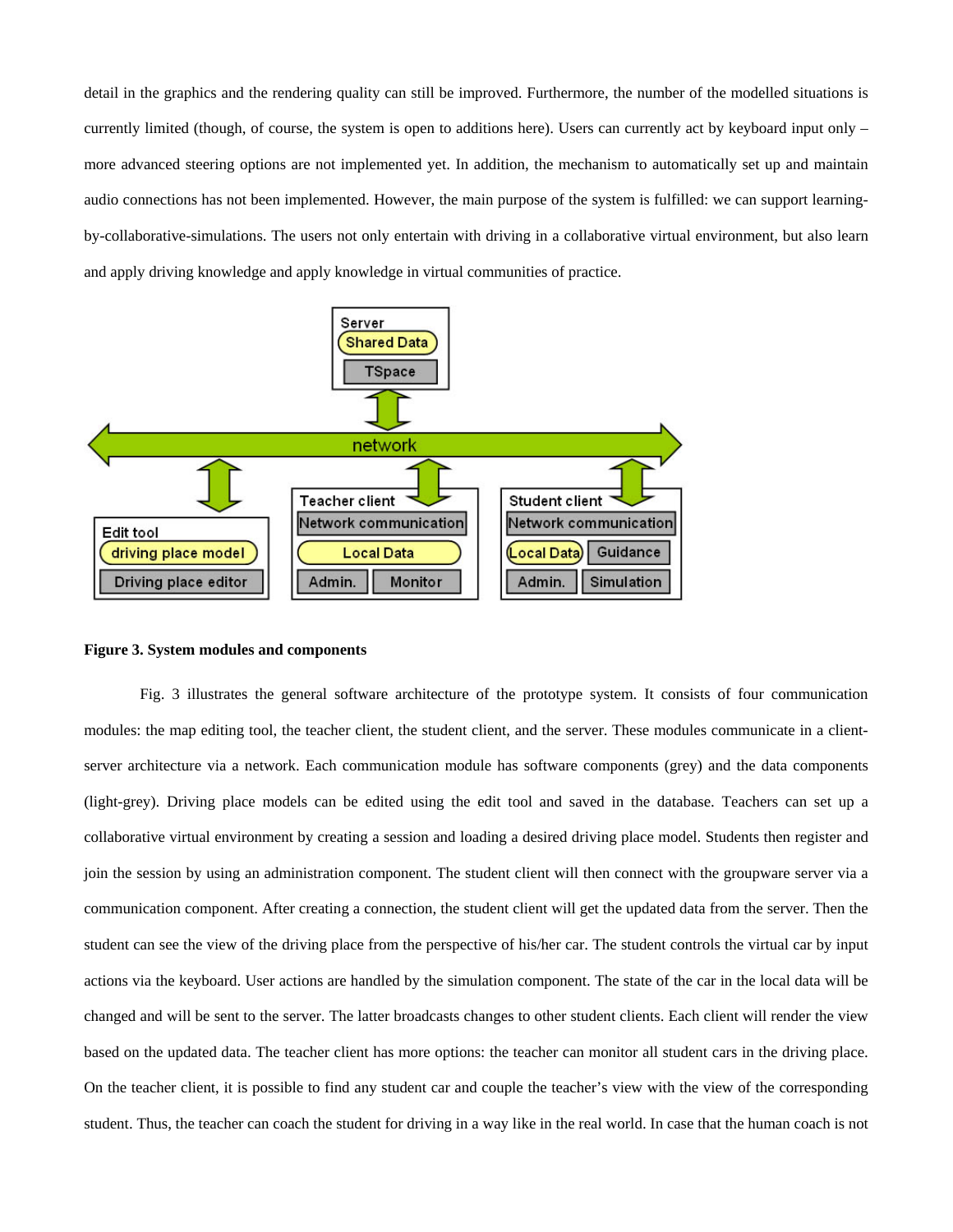detail in the graphics and the rendering quality can still be improved. Furthermore, the number of the modelled situations is currently limited (though, of course, the system is open to additions here). Users can currently act by keyboard input only – more advanced steering options are not implemented yet. In addition, the mechanism to automatically set up and maintain audio connections has not been implemented. However, the main purpose of the system is fulfilled: we can support learning-by-collaborative-simulations. The users not only entertain with driving in a collaborative virtual environment, but also learn and apply driving knowledge and apply knowledge in virtual communities of practice.

**Figure 3. System modules and components**

Fig. 3 illustrates the general software architecture of the prototype system. It consists of four communication modules: the map editing tool, the teacher client, the student client, and the server. These modules communicate in a client-server architecture via a network. Each communication module has software components (grey) and the data components (light-grey). Driving place models can be edited using the edit tool and saved in the database. Teachers can set up a collaborative virtual environment by creating a session and loading a desired driving place model. Students then register and join the session by using an administration component. The student client will then connect with the groupware server via a communication component. After creating a connection, the student client will get the updated data from the server. Then the student can see the view of the driving place from the perspective of his/her car. The student controls the virtual car by input actions via the keyboard. User actions are handled by the simulation component. The state of the car in the local data will be changed and will be sent to the server. The latter broadcasts changes to other student clients. Each client will render the view based on the updated data. The teacher client has more options: the teacher can monitor all student cars in the driving place. On the teacher client, it is possible to find any student car and couple the teacher's view with the view of the corresponding student. Thus, the teacher can coach the student for driving in a way like in the real world. In case that the human coach is not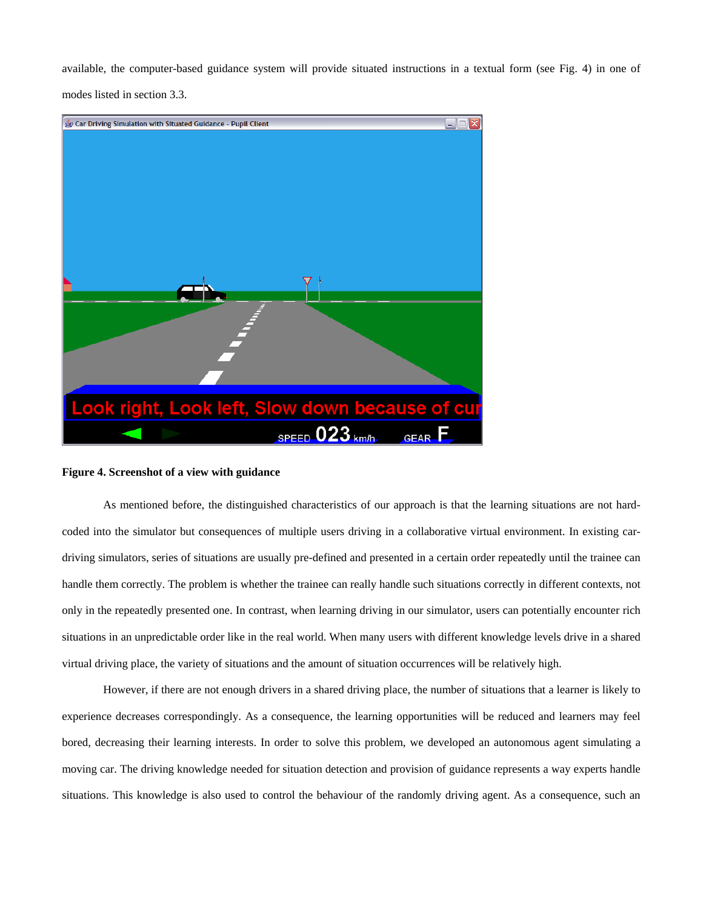available, the computer-based guidance system will provide situated instructions in a textual form (see Fig. 4) in one of modes listed in section 3.3.

**Figure 4. Screenshot of a view with guidance**

As mentioned before, the distinguished characteristics of our approach is that the learning situations are not hard-coded into the simulator but consequences of multiple users driving in a collaborative virtual environment. In existing car-driving simulators, series of situations are usually pre-defined and presented in a certain order repeatedly until the trainee can handle them correctly. The problem is whether the trainee can really handle such situations correctly in different contexts, not only in the repeatedly presented one. In contrast, when learning driving in our simulator, users can potentially encounter rich situations in an unpredictable order like in the real world. When many users with different knowledge levels drive in a shared virtual driving place, the variety of situations and the amount of situation occurrences will be relatively high.

However, if there are not enough drivers in a shared driving place, the number of situations that a learner is likely to experience decreases correspondingly. As a consequence, the learning opportunities will be reduced and learners may feel bored, decreasing their learning interests. In order to solve this problem, we developed an autonomous agent simulating a moving car. The driving knowledge needed for situation detection and provision of guidance represents a way experts handle situations. This knowledge is also used to control the behaviour of the randomly driving agent. As a consequence, such an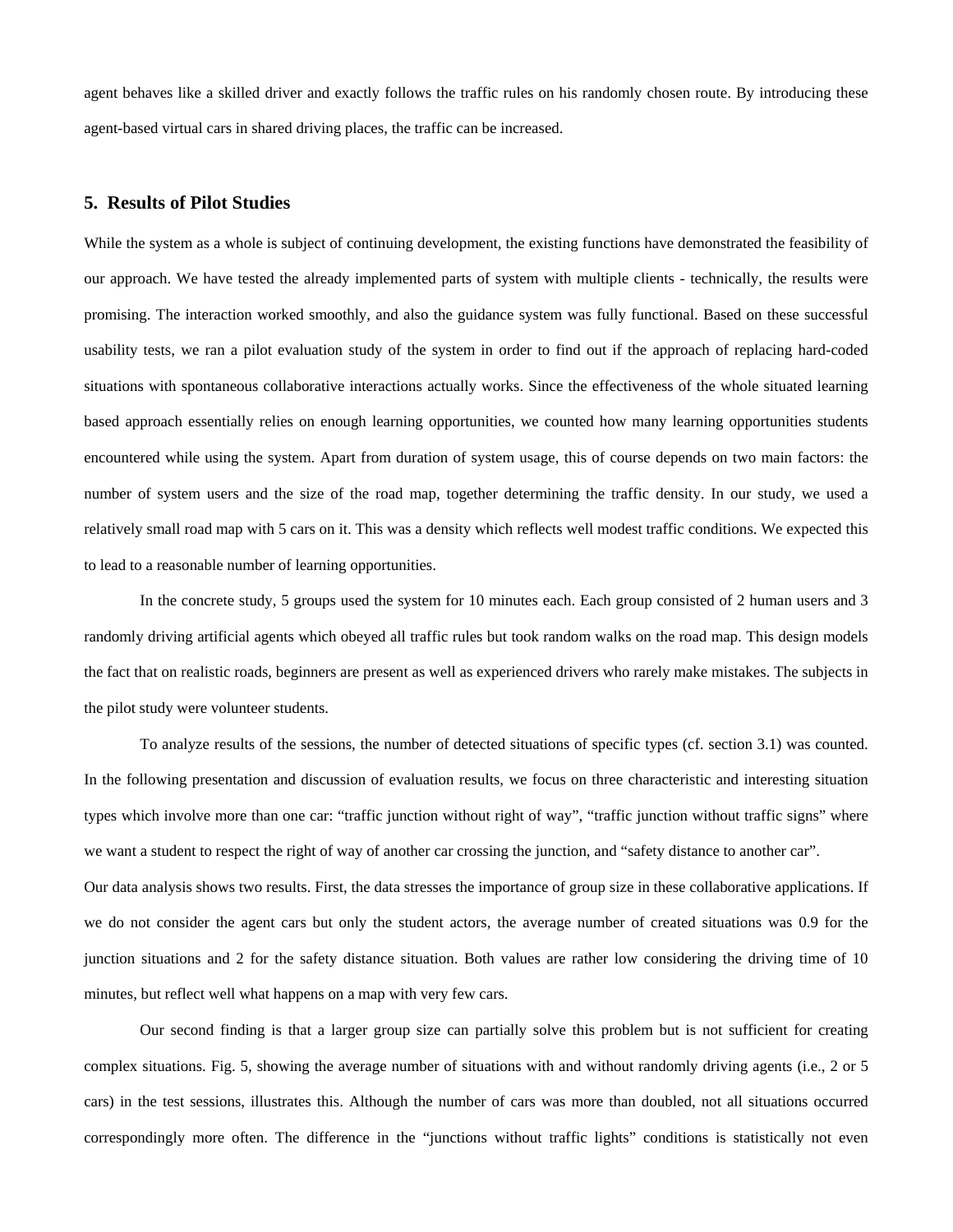agent behaves like a skilled driver and exactly follows the traffic rules on his randomly chosen route. By introducing these agent-based virtual cars in shared driving places, the traffic can be increased.

## 5. Results of Pilot Studies

While the system as a whole is subject of continuing development, the existing functions have demonstrated the feasibility of our approach. We have tested the already implemented parts of system with multiple clients - technically, the results were promising. The interaction worked smoothly, and also the guidance system was fully functional. Based on these successful usability tests, we ran a pilot evaluation study of the system in order to find out if the approach of replacing hard-coded situations with spontaneous collaborative interactions actually works. Since the effectiveness of the whole situated learning based approach essentially relies on enough learning opportunities, we counted how many learning opportunities students encountered while using the system. Apart from duration of system usage, this of course depends on two main factors: the number of system users and the size of the road map, together determining the traffic density. In our study, we used a relatively small road map with 5 cars on it. This was a density which reflects well modest traffic conditions. We expected this to lead to a reasonable number of learning opportunities.

In the concrete study, 5 groups used the system for 10 minutes each. Each group consisted of 2 human users and 3 randomly driving artificial agents which obeyed all traffic rules but took random walks on the road map. This design models the fact that on realistic roads, beginners are present as well as experienced drivers who rarely make mistakes. The subjects in the pilot study were volunteer students.

To analyze results of the sessions, the number of detected situations of specific types (cf. section 3.1) was counted. In the following presentation and discussion of evaluation results, we focus on three characteristic and interesting situation types which involve more than one car: “traffic junction without right of way”, “traffic junction without traffic signs” where we want a student to respect the right of way of another car crossing the junction, and “safety distance to another car”.

Our data analysis shows two results. First, the data stresses the importance of group size in these collaborative applications. If we do not consider the agent cars but only the student actors, the average number of created situations was 0.9 for the junction situations and 2 for the safety distance situation. Both values are rather low considering the driving time of 10 minutes, but reflect well what happens on a map with very few cars.

Our second finding is that a larger group size can partially solve this problem but is not sufficient for creating complex situations. Fig. 5, showing the average number of situations with and without randomly driving agents (i.e., 2 or 5 cars) in the test sessions, illustrates this. Although the number of cars was more than doubled, not all situations occurred correspondingly more often. The difference in the “junctions without traffic lights” conditions is statistically not even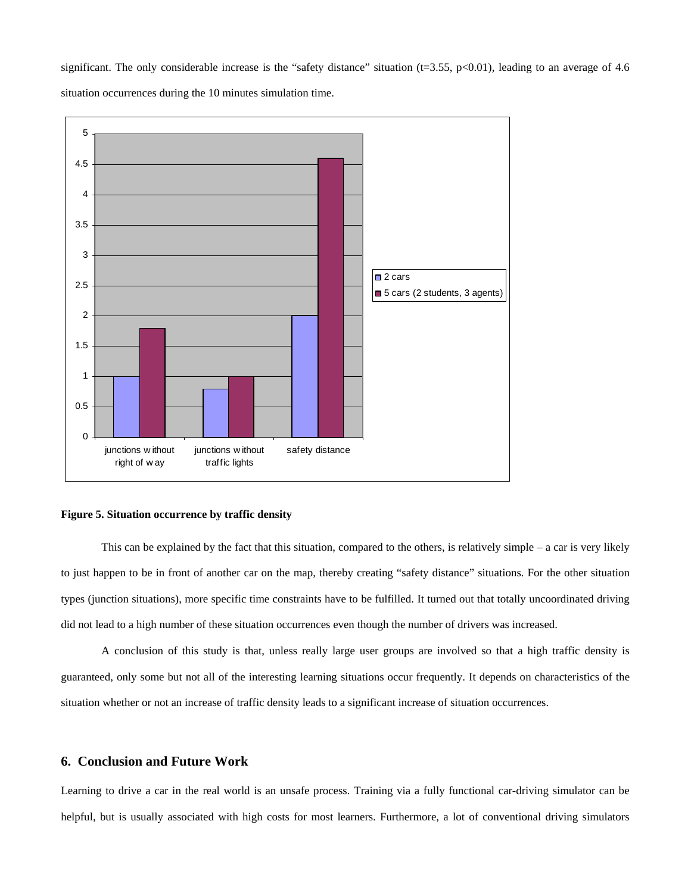significant. The only considerable increase is the "safety distance" situation ($t=3.55$, $p<0.01$), leading to an average of 4.6 situation occurrences during the 10 minutes simulation time.

**Figure 5. Situation occurrence by traffic density**

This can be explained by the fact that this situation, compared to the others, is relatively simple – a car is very likely to just happen to be in front of another car on the map, thereby creating "safety distance" situations. For the other situation types (junction situations), more specific time constraints have to be fulfilled. It turned out that totally uncoordinated driving did not lead to a high number of these situation occurrences even though the number of drivers was increased.

A conclusion of this study is that, unless really large user groups are involved so that a high traffic density is guaranteed, only some but not all of the interesting learning situations occur frequently. It depends on characteristics of the situation whether or not an increase of traffic density leads to a significant increase of situation occurrences.

## 6. Conclusion and Future Work

Learning to drive a car in the real world is an unsafe process. Training via a fully functional car-driving simulator can be helpful, but is usually associated with high costs for most learners. Furthermore, a lot of conventional driving simulators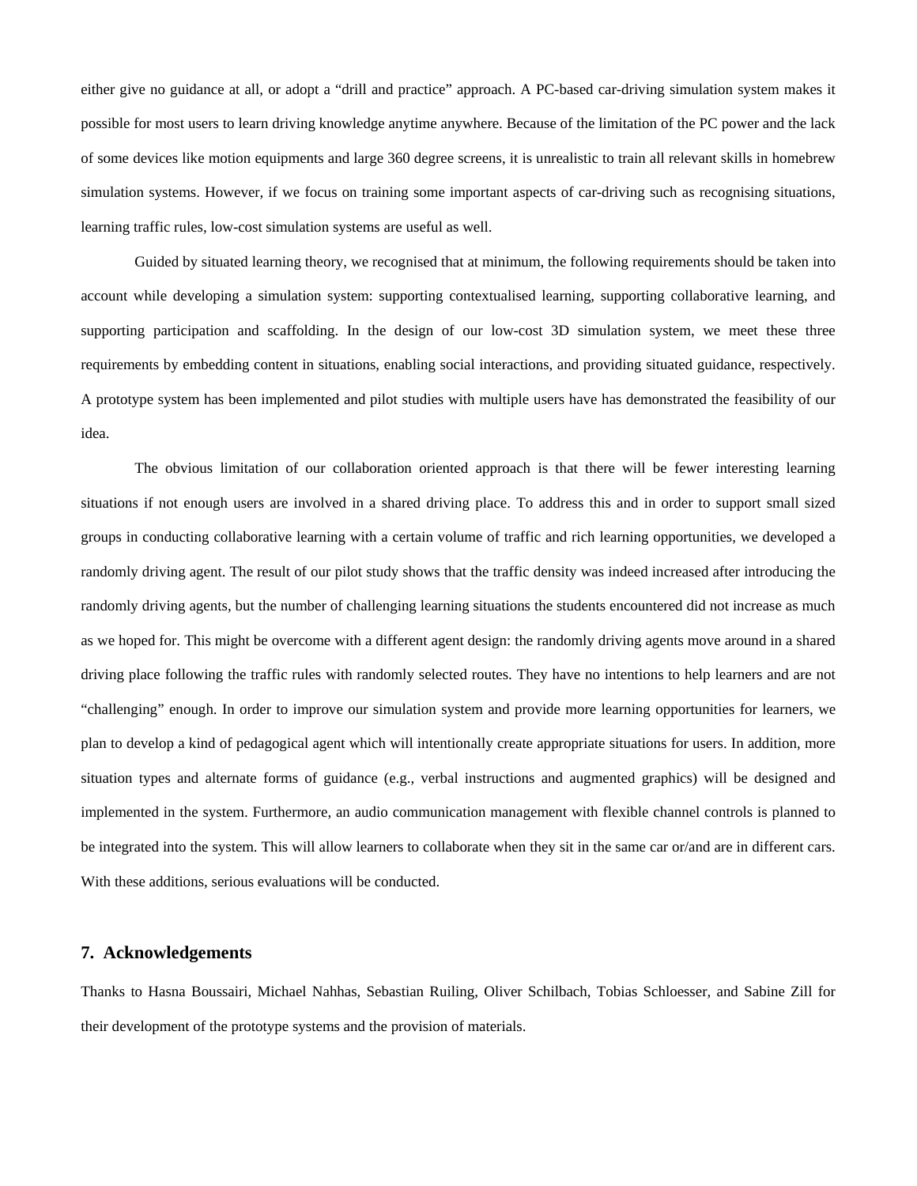either give no guidance at all, or adopt a "drill and practice" approach. A PC-based car-driving simulation system makes it possible for most users to learn driving knowledge anytime anywhere. Because of the limitation of the PC power and the lack of some devices like motion equipments and large 360 degree screens, it is unrealistic to train all relevant skills in homebrew simulation systems. However, if we focus on training some important aspects of car-driving such as recognising situations, learning traffic rules, low-cost simulation systems are useful as well.

Guided by situated learning theory, we recognised that at minimum, the following requirements should be taken into account while developing a simulation system: supporting contextualised learning, supporting collaborative learning, and supporting participation and scaffolding. In the design of our low-cost 3D simulation system, we meet these three requirements by embedding content in situations, enabling social interactions, and providing situated guidance, respectively. A prototype system has been implemented and pilot studies with multiple users have has demonstrated the feasibility of our idea.

The obvious limitation of our collaboration oriented approach is that there will be fewer interesting learning situations if not enough users are involved in a shared driving place. To address this and in order to support small sized groups in conducting collaborative learning with a certain volume of traffic and rich learning opportunities, we developed a randomly driving agent. The result of our pilot study shows that the traffic density was indeed increased after introducing the randomly driving agents, but the number of challenging learning situations the students encountered did not increase as much as we hoped for. This might be overcome with a different agent design: the randomly driving agents move around in a shared driving place following the traffic rules with randomly selected routes. They have no intentions to help learners and are not "challenging" enough. In order to improve our simulation system and provide more learning opportunities for learners, we plan to develop a kind of pedagogical agent which will intentionally create appropriate situations for users. In addition, more situation types and alternate forms of guidance (e.g., verbal instructions and augmented graphics) will be designed and implemented in the system. Furthermore, an audio communication management with flexible channel controls is planned to be integrated into the system. This will allow learners to collaborate when they sit in the same car or/and are in different cars. With these additions, serious evaluations will be conducted.

## 7. Acknowledgements

Thanks to Hasna Boussairi, Michael Nahhas, Sebastian Ruiling, Oliver Schilbach, Tobias Schloesser, and Sabine Zill for their development of the prototype systems and the provision of materials.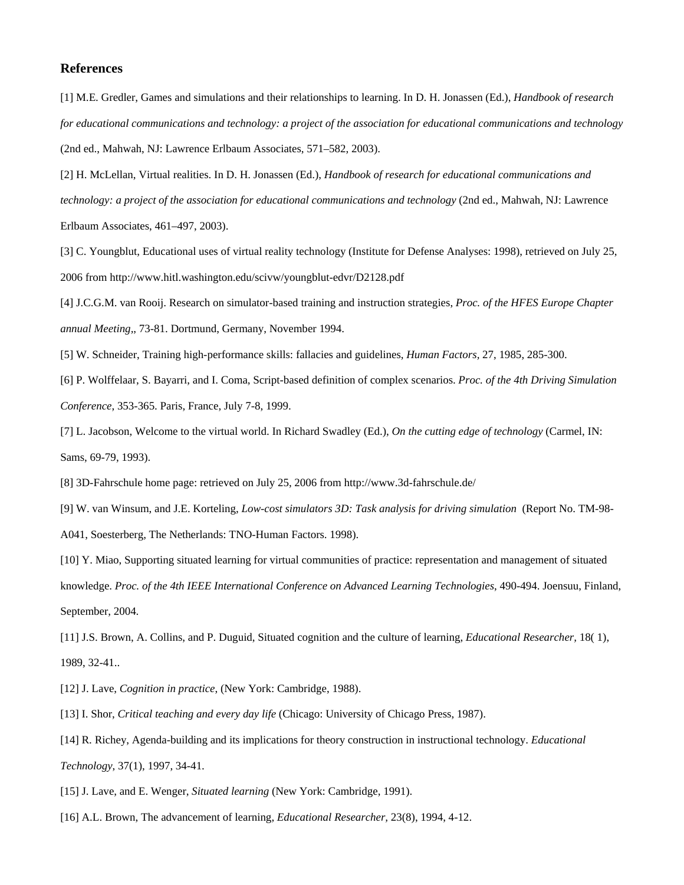## References

[1] M.E. Gredler, Games and simulations and their relationships to learning. In D. H. Jonassen (Ed.), *Handbook of research for educational communications and technology: a project of the association for educational communications and technology* (2nd ed., Mahwah, NJ: Lawrence Erlbaum Associates, 571–582, 2003).

[2] H. McLellan, Virtual realities. In D. H. Jonassen (Ed.), *Handbook of research for educational communications and technology: a project of the association for educational communications and technology* (2nd ed., Mahwah, NJ: Lawrence Erlbaum Associates, 461–497, 2003).

[3] C. Youngblut, Educational uses of virtual reality technology (Institute for Defense Analyses: 1998), retrieved on July 25, 2006 from http://www.hitl.washington.edu/scivw/youngblut-edvr/D2128.pdf

[4] J.C.G.M. van Rooij. Research on simulator-based training and instruction strategies, *Proc. of the HFES Europe Chapter annual Meeting*,, 73-81. Dortmund, Germany, November 1994.

[5] W. Schneider, Training high-performance skills: fallacies and guidelines, *Human Factors,* 27, 1985, 285-300.

[6] P. Wolffelaar, S. Bayarri, and I. Coma, Script-based definition of complex scenarios. *Proc. of the 4th Driving Simulation Conference*, 353-365. Paris, France, July 7-8, 1999.

[7] L. Jacobson, Welcome to the virtual world. In Richard Swadley (Ed.), *On the cutting edge of technology* (Carmel, IN: Sams, 69-79, 1993).

[8] 3D-Fahrschule home page: retrieved on July 25, 2006 from http://www.3d-fahrschule.de/

[9] W. van Winsum, and J.E. Korteling, *Low-cost simulators 3D: Task analysis for driving simulation* (Report No. TM-98-A041, Soesterberg, The Netherlands: TNO-Human Factors. 1998).

[10] Y. Miao, Supporting situated learning for virtual communities of practice: representation and management of situated knowledge. *Proc. of the 4th IEEE International Conference on Advanced Learning Technologies*, 490-494. Joensuu, Finland, September, 2004.

[11] J.S. Brown, A. Collins, and P. Duguid, Situated cognition and the culture of learning, *Educational Researcher,* 18( 1), 1989, 32-41..

[12] J. Lave, *Cognition in practice*, (New York: Cambridge, 1988).

[13] I. Shor, *Critical teaching and every day life* (Chicago: University of Chicago Press, 1987).

[14] R. Richey, Agenda-building and its implications for theory construction in instructional technology. *Educational Technology*, 37(1), 1997, 34-41.

[15] J. Lave, and E. Wenger, *Situated learning* (New York: Cambridge, 1991).

[16] A.L. Brown, The advancement of learning, *Educational Researcher,* 23(8), 1994, 4-12.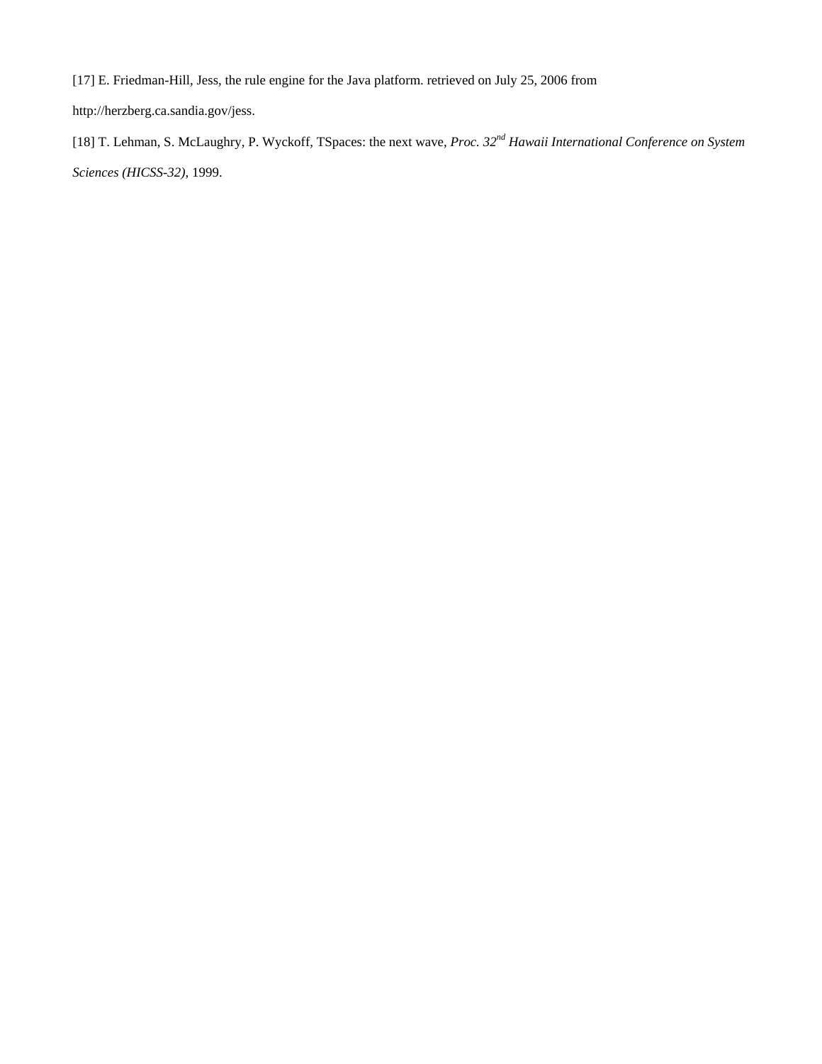[17] E. Friedman-Hill, Jess, the rule engine for the Java platform. retrieved on July 25, 2006 from http://herzberg.ca.sandia.gov/jess.

[18] T. Lehman, S. McLaughry, P. Wyckoff, TSpaces: the next wave, *Proc. 32nd Hawaii International Conference on System Sciences (HICSS-32)*, 1999.